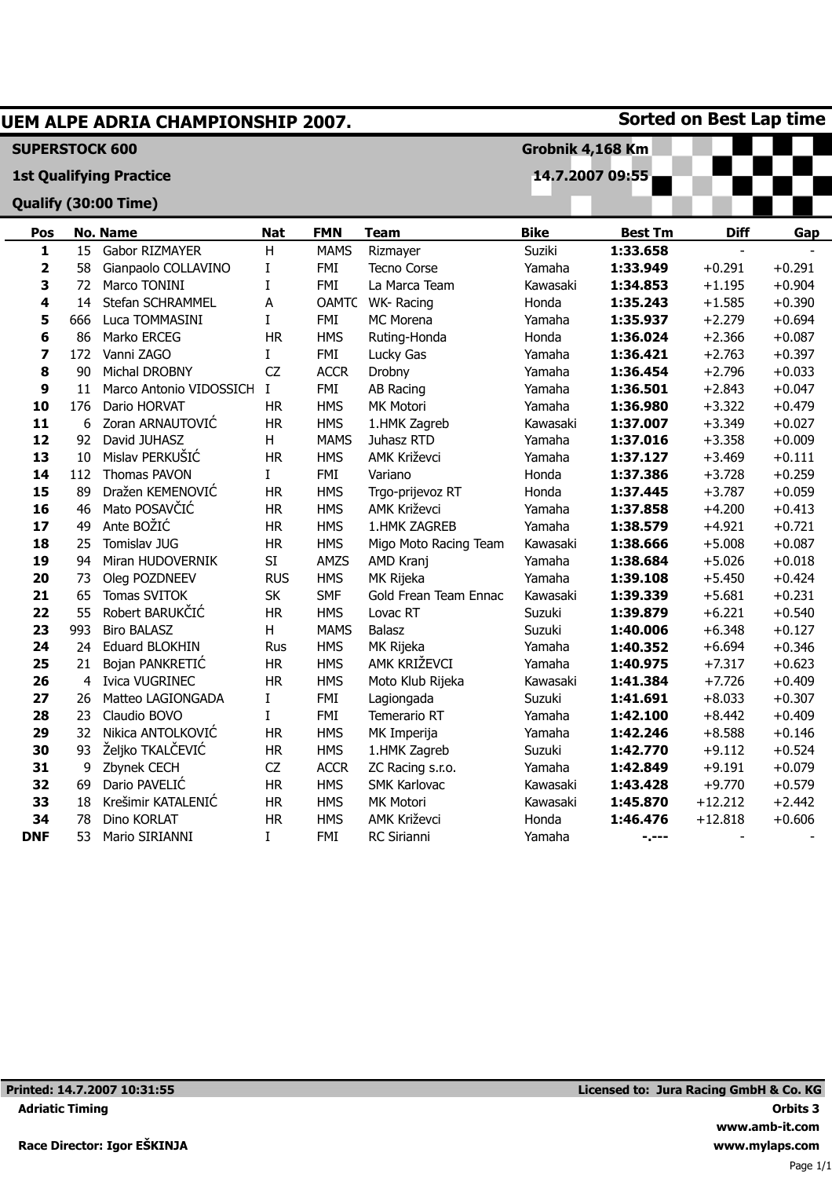# UEM ALPE ADRIA CHAMPIONSHIP 2007.

**Sorted on Best Lap time**

**SUPERSTOCK 600**

**1st Qualifying Practice**

**Qualify (30:00 Time)**

**Grobnik 4,168 Km**

**14.7.2007 09:55**

| Pos | No. | Name | Nat | FMN | Team | Bike | Best Tm | Diff | Gap |
|---|---|---|---|---|---|---|---|---|---|
| **1** | 15 | Gabor RIZMAYER | H | MAMS | Rizmayer | Suziki | **1:33.658** | - | - |
| **2** | 58 | Gianpaolo COLLAVINO | I | FMI | Tecno Corse | Yamaha | **1:33.949** | +0.291 | +0.291 |
| **3** | 72 | Marco TONINI | I | FMI | La Marca Team | Kawasaki | **1:34.853** | +1.195 | +0.904 |
| **4** | 14 | Stefan SCHRAMMEL | A | OAMTC | WK- Racing | Honda | **1:35.243** | +1.585 | +0.390 |
| **5** | 666 | Luca TOMMASINI | I | FMI | MC Morena | Yamaha | **1:35.937** | +2.279 | +0.694 |
| **6** | 86 | Marko ERCEG | HR | HMS | Ruting-Honda | Honda | **1:36.024** | +2.366 | +0.087 |
| **7** | 172 | Vanni ZAGO | I | FMI | Lucky Gas | Yamaha | **1:36.421** | +2.763 | +0.397 |
| **8** | 90 | Michal DROBNY | CZ | ACCR | Drobny | Yamaha | **1:36.454** | +2.796 | +0.033 |
| **9** | 11 | Marco Antonio VIDOSSICH | I | FMI | AB Racing | Yamaha | **1:36.501** | +2.843 | +0.047 |
| **10** | 176 | Dario HORVAT | HR | HMS | MK Motori | Yamaha | **1:36.980** | +3.322 | +0.479 |
| **11** | 6 | Zoran ARNAUTOVIĆ | HR | HMS | 1.HMK Zagreb | Kawasaki | **1:37.007** | +3.349 | +0.027 |
| **12** | 92 | David JUHASZ | H | MAMS | Juhasz RTD | Yamaha | **1:37.016** | +3.358 | +0.009 |
| **13** | 10 | Mislav PERKUŠIĆ | HR | HMS | AMK Križevci | Yamaha | **1:37.127** | +3.469 | +0.111 |
| **14** | 112 | Thomas PAVON | I | FMI | Variano | Honda | **1:37.386** | +3.728 | +0.259 |
| **15** | 89 | Dražen KEMENOVIĆ | HR | HMS | Trgo-prijevoz RT | Honda | **1:37.445** | +3.787 | +0.059 |
| **16** | 46 | Mato POSAVČIĆ | HR | HMS | AMK Križevci | Yamaha | **1:37.858** | +4.200 | +0.413 |
| **17** | 49 | Ante BOŽIĆ | HR | HMS | 1.HMK ZAGREB | Yamaha | **1:38.579** | +4.921 | +0.721 |
| **18** | 25 | Tomislav JUG | HR | HMS | Migo Moto Racing Team | Kawasaki | **1:38.666** | +5.008 | +0.087 |
| **19** | 94 | Miran HUDOVERNIK | SI | AMZS | AMD Kranj | Yamaha | **1:38.684** | +5.026 | +0.018 |
| **20** | 73 | Oleg POZDNEEV | RUS | HMS | MK Rijeka | Yamaha | **1:39.108** | +5.450 | +0.424 |
| **21** | 65 | Tomas SVITOK | SK | SMF | Gold Frean Team Ennac | Kawasaki | **1:39.339** | +5.681 | +0.231 |
| **22** | 55 | Robert BARUKČIĆ | HR | HMS | Lovac RT | Suzuki | **1:39.879** | +6.221 | +0.540 |
| **23** | 993 | Biro BALASZ | H | MAMS | Balasz | Suzuki | **1:40.006** | +6.348 | +0.127 |
| **24** | 24 | Eduard BLOKHIN | Rus | HMS | MK Rijeka | Yamaha | **1:40.352** | +6.694 | +0.346 |
| **25** | 21 | Bojan PANKRETIĆ | HR | HMS | AMK KRIŽEVCI | Yamaha | **1:40.975** | +7.317 | +0.623 |
| **26** | 4 | Ivica VUGRINEC | HR | HMS | Moto Klub Rijeka | Kawasaki | **1:41.384** | +7.726 | +0.409 |
| **27** | 26 | Matteo LAGIONGADA | I | FMI | Lagiongada | Suzuki | **1:41.691** | +8.033 | +0.307 |
| **28** | 23 | Claudio BOVO | I | FMI | Temerario RT | Yamaha | **1:42.100** | +8.442 | +0.409 |
| **29** | 32 | Nikica ANTOLKOVIĆ | HR | HMS | MK Imperija | Yamaha | **1:42.246** | +8.588 | +0.146 |
| **30** | 93 | Željko TKALČEVIĆ | HR | HMS | 1.HMK Zagreb | Suzuki | **1:42.770** | +9.112 | +0.524 |
| **31** | 9 | Zbynek CECH | CZ | ACCR | ZC Racing s.r.o. | Yamaha | **1:42.849** | +9.191 | +0.079 |
| **32** | 69 | Dario PAVELIĆ | HR | HMS | SMK Karlovac | Kawasaki | **1:43.428** | +9.770 | +0.579 |
| **33** | 18 | Krešimir KATALENIĆ | HR | HMS | MK Motori | Kawasaki | **1:45.870** | +12.212 | +2.442 |
| **34** | 78 | Dino KORLAT | HR | HMS | AMK Križevci | Honda | **1:46.476** | +12.818 | +0.606 |
| **DNF** | 53 | Mario SIRIANNI | I | FMI | RC Sirianni | Yamaha | **-.---** | - | - |

**Printed: 14.7.2007 10:31:55**

**Adriatic Timing**

**Race Director: Igor EŠKINJA**

**Licensed to: Jura Racing GmbH & Co. KG**

**Orbits 3**

**www.amb-it.com**

**www.mylaps.com**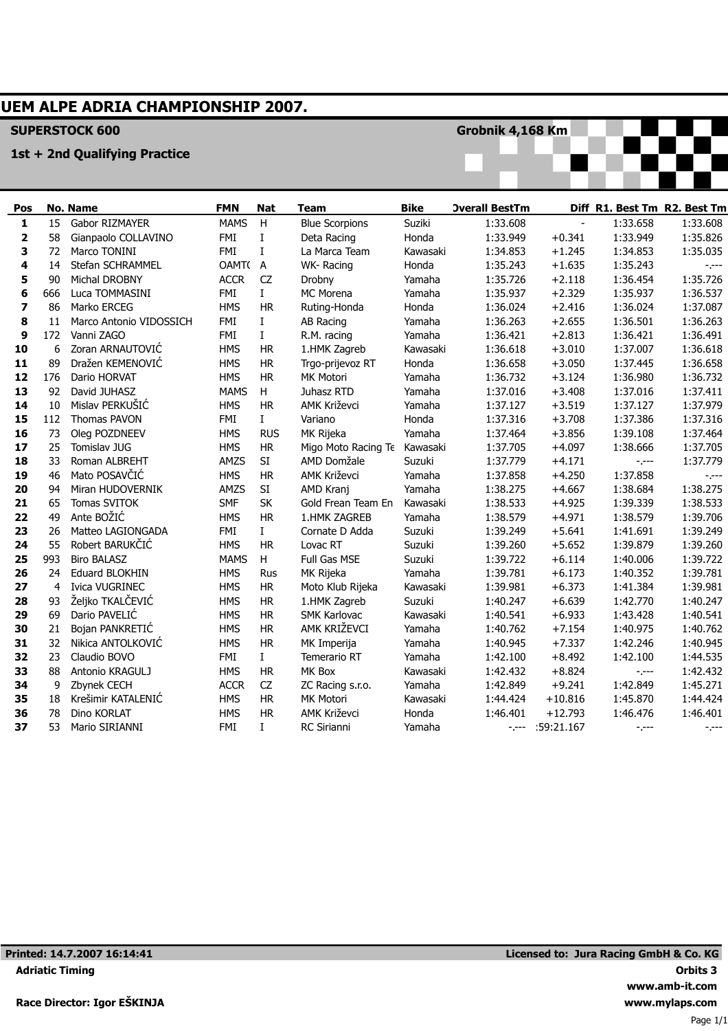# UEM ALPE ADRIA CHAMPIONSHIP 2007.

**SUPERSTOCK 600** — **Grobnik 4,168 Km**

**1st + 2nd Qualifying Practice**

| Pos | No. | Name | FMN | Nat | Team | Bike | Overall BestTm | Diff | R1. Best Tm | R2. Best Tm |
|---|---|---|---|---|---|---|---|---|---|---|
| **1** | 15 | Gabor RIZMAYER | MAMS | H | Blue Scorpions | Suziki | 1:33.608 | - | 1:33.658 | 1:33.608 |
| **2** | 58 | Gianpaolo COLLAVINO | FMI | I | Deta Racing | Honda | 1:33.949 | +0.341 | 1:33.949 | 1:35.826 |
| **3** | 72 | Marco TONINI | FMI | I | La Marca Team | Kawasaki | 1:34.853 | +1.245 | 1:34.853 | 1:35.035 |
| **4** | 14 | Stefan SCHRAMMEL | OAMTC | A | WK- Racing | Honda | 1:35.243 | +1.635 | 1:35.243 | -.--- |
| **5** | 90 | Michal DROBNY | ACCR | CZ | Drobny | Yamaha | 1:35.726 | +2.118 | 1:36.454 | 1:35.726 |
| **6** | 666 | Luca TOMMASINI | FMI | I | MC Morena | Yamaha | 1:35.937 | +2.329 | 1:35.937 | 1:36.537 |
| **7** | 86 | Marko ERCEG | HMS | HR | Ruting-Honda | Honda | 1:36.024 | +2.416 | 1:36.024 | 1:37.087 |
| **8** | 11 | Marco Antonio VIDOSSICH | FMI | I | AB Racing | Yamaha | 1:36.263 | +2.655 | 1:36.501 | 1:36.263 |
| **9** | 172 | Vanni ZAGO | FMI | I | R.M. racing | Yamaha | 1:36.421 | +2.813 | 1:36.421 | 1:36.491 |
| **10** | 6 | Zoran ARNAUTOVIĆ | HMS | HR | 1.HMK Zagreb | Kawasaki | 1:36.618 | +3.010 | 1:37.007 | 1:36.618 |
| **11** | 89 | Dražen KEMENOVIĆ | HMS | HR | Trgo-prijevoz RT | Honda | 1:36.658 | +3.050 | 1:37.445 | 1:36.658 |
| **12** | 176 | Dario HORVAT | HMS | HR | MK Motori | Yamaha | 1:36.732 | +3.124 | 1:36.980 | 1:36.732 |
| **13** | 92 | David JUHASZ | MAMS | H | Juhasz RTD | Yamaha | 1:37.016 | +3.408 | 1:37.016 | 1:37.411 |
| **14** | 10 | Mislav PERKUŠIĆ | HMS | HR | AMK Križevci | Yamaha | 1:37.127 | +3.519 | 1:37.127 | 1:37.979 |
| **15** | 112 | Thomas PAVON | FMI | I | Variano | Honda | 1:37.316 | +3.708 | 1:37.386 | 1:37.316 |
| **16** | 73 | Oleg POZDNEEV | HMS | RUS | MK Rijeka | Yamaha | 1:37.464 | +3.856 | 1:39.108 | 1:37.464 |
| **17** | 25 | Tomislav JUG | HMS | HR | Migo Moto Racing Te | Kawasaki | 1:37.705 | +4.097 | 1:38.666 | 1:37.705 |
| **18** | 33 | Roman ALBREHT | AMZS | SI | AMD Domžale | Suzuki | 1:37.779 | +4.171 | -.--- | 1:37.779 |
| **19** | 46 | Mato POSAVČIĆ | HMS | HR | AMK Križevci | Yamaha | 1:37.858 | +4.250 | 1:37.858 | -.--- |
| **20** | 94 | Miran HUDOVERNIK | AMZS | SI | AMD Kranj | Yamaha | 1:38.275 | +4.667 | 1:38.684 | 1:38.275 |
| **21** | 65 | Tomas SVITOK | SMF | SK | Gold Frean Team En | Kawasaki | 1:38.533 | +4.925 | 1:39.339 | 1:38.533 |
| **22** | 49 | Ante BOŽIĆ | HMS | HR | 1.HMK ZAGREB | Yamaha | 1:38.579 | +4.971 | 1:38.579 | 1:39.706 |
| **23** | 26 | Matteo LAGIONGADA | FMI | I | Cornate D Adda | Suzuki | 1:39.249 | +5.641 | 1:41.691 | 1:39.249 |
| **24** | 55 | Robert BARUKČIĆ | HMS | HR | Lovac RT | Suzuki | 1:39.260 | +5.652 | 1:39.879 | 1:39.260 |
| **25** | 993 | Biro BALASZ | MAMS | H | Full Gas MSE | Suzuki | 1:39.722 | +6.114 | 1:40.006 | 1:39.722 |
| **26** | 24 | Eduard BLOKHIN | HMS | Rus | MK Rijeka | Yamaha | 1:39.781 | +6.173 | 1:40.352 | 1:39.781 |
| **27** | 4 | Ivica VUGRINEC | HMS | HR | Moto Klub Rijeka | Kawasaki | 1:39.981 | +6.373 | 1:41.384 | 1:39.981 |
| **28** | 93 | Željko TKALČEVIĆ | HMS | HR | 1.HMK Zagreb | Suzuki | 1:40.247 | +6.639 | 1:42.770 | 1:40.247 |
| **29** | 69 | Dario PAVELIĆ | HMS | HR | SMK Karlovac | Kawasaki | 1:40.541 | +6.933 | 1:43.428 | 1:40.541 |
| **30** | 21 | Bojan PANKRETIĆ | HMS | HR | AMK KRIŽEVCI | Yamaha | 1:40.762 | +7.154 | 1:40.975 | 1:40.762 |
| **31** | 32 | Nikica ANTOLKOVIĆ | HMS | HR | MK Imperija | Yamaha | 1:40.945 | +7.337 | 1:42.246 | 1:40.945 |
| **32** | 23 | Claudio BOVO | FMI | I | Temerario RT | Yamaha | 1:42.100 | +8.492 | 1:42.100 | 1:44.535 |
| **33** | 88 | Antonio KRAGULJ | HMS | HR | MK Box | Kawasaki | 1:42.432 | +8.824 | -.--- | 1:42.432 |
| **34** | 9 | Zbynek CECH | ACCR | CZ | ZC Racing s.r.o. | Yamaha | 1:42.849 | +9.241 | 1:42.849 | 1:45.271 |
| **35** | 18 | Krešimir KATALENIĆ | HMS | HR | MK Motori | Kawasaki | 1:44.424 | +10.816 | 1:45.870 | 1:44.424 |
| **36** | 78 | Dino KORLAT | HMS | HR | AMK Križevci | Honda | 1:46.401 | +12.793 | 1:46.476 | 1:46.401 |
| **37** | 53 | Mario SIRIANNI | FMI | I | RC Sirianni | Yamaha | -.--- | :59:21.167 | -.--- | -.--- |

**Printed: 14.7.2007 16:14:41** — **Licensed to: Jura Racing GmbH & Co. KG**

**Adriatic Timing** — **Orbits 3**

**www.amb-it.com**

**Race Director: Igor EŠKINJA** — **www.mylaps.com**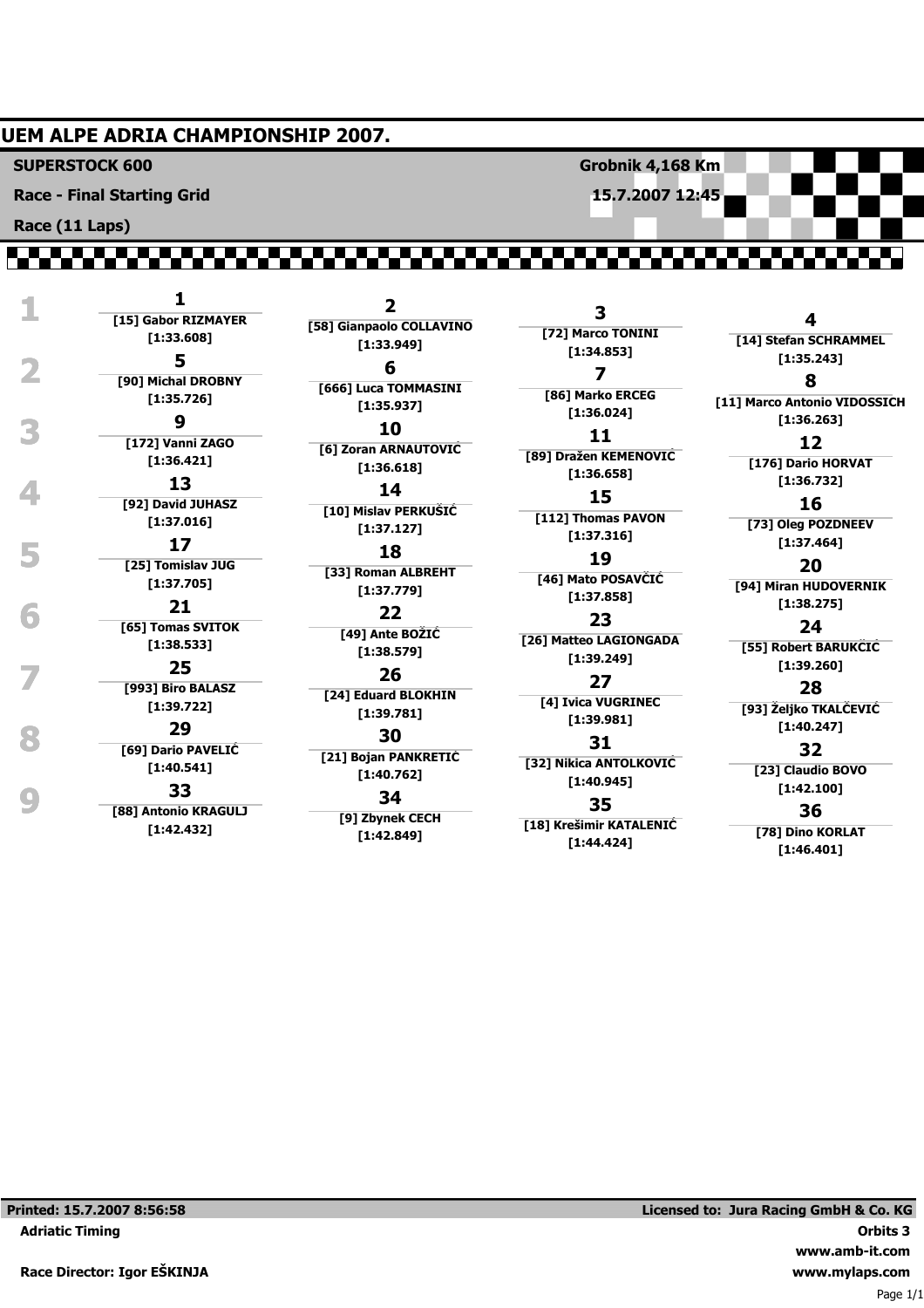# UEM ALPE ADRIA CHAMPIONSHIP 2007.

**SUPERSTOCK 600** — Grobnik 4,168 Km

**Race - Final Starting Grid** — 15.7.2007 12:45

**Race (11 Laps)**

| Row | | | | |
|---|---|---|---|---|
| 1 | **1** [15] Gabor RIZMAYER [1:33.608] | **2** [58] Gianpaolo COLLAVINO [1:33.949] | **3** [72] Marco TONINI [1:34.853] | **4** [14] Stefan SCHRAMMEL [1:35.243] |
| 2 | **5** [90] Michal DROBNY [1:35.726] | **6** [666] Luca TOMMASINI [1:35.937] | **7** [86] Marko ERCEG [1:36.024] | **8** [11] Marco Antonio VIDOSSICH [1:36.263] |
| 3 | **9** [172] Vanni ZAGO [1:36.421] | **10** [6] Zoran ARNAUTOVIĆ [1:36.618] | **11** [89] Dražen KEMENOVIĆ [1:36.658] | **12** [176] Dario HORVAT [1:36.732] |
| 4 | **13** [92] David JUHASZ [1:37.016] | **14** [10] Mislav PERKUŠIĆ [1:37.127] | **15** [112] Thomas PAVON [1:37.316] | **16** [73] Oleg POZDNEEV [1:37.464] |
| 5 | **17** [25] Tomislav JUG [1:37.705] | **18** [33] Roman ALBREHT [1:37.779] | **19** [46] Mato POSAVČIĆ [1:37.858] | **20** [94] Miran HUDOVERNIK [1:38.275] |
| 6 | **21** [65] Tomas SVITOK [1:38.533] | **22** [49] Ante BOŽIĆ [1:38.579] | **23** [26] Matteo LAGIONGADA [1:39.249] | **24** [55] Robert BARUKČIĆ [1:39.260] |
| 7 | **25** [993] Biro BALASZ [1:39.722] | **26** [24] Eduard BLOKHIN [1:39.781] | **27** [4] Ivica VUGRINEC [1:39.981] | **28** [93] Željko TKALČEVIĆ [1:40.247] |
| 8 | **29** [69] Dario PAVELIĆ [1:40.541] | **30** [21] Bojan PANKRETIĆ [1:40.762] | **31** [32] Nikica ANTOLKOVIĆ [1:40.945] | **32** [23] Claudio BOVO [1:42.100] |
| 9 | **33** [88] Antonio KRAGULJ [1:42.432] | **34** [9] Zbynek CECH [1:42.849] | **35** [18] Krešimir KATALENIĆ [1:44.424] | **36** [78] Dino KORLAT [1:46.401] |

Printed: 15.7.2007 8:56:58 — Licensed to: Jura Racing GmbH & Co. KG

Adriatic Timing — Orbits 3

www.amb-it.com

Race Director: Igor EŠKINJA — www.mylaps.com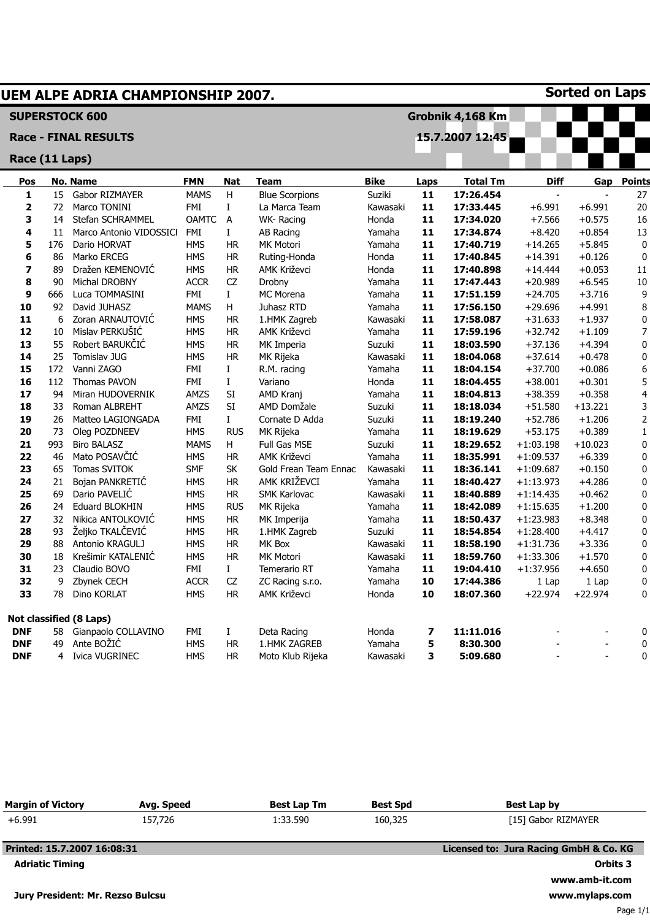# UEM ALPE ADRIA CHAMPIONSHIP 2007.

**Sorted on Laps**

**SUPERSTOCK 600** — **Grobnik 4,168 Km**

**Race - FINAL RESULTS** — **15.7.2007 12:45**

**Race (11 Laps)**

| Pos | No. | Name | FMN | Nat | Team | Bike | Laps | Total Tm | Diff | Gap | Points |
|---|---|---|---|---|---|---|---|---|---|---|---|
| 1 | 15 | Gabor RIZMAYER | MAMS | H | Blue Scorpions | Suziki | 11 | 17:26.454 | - | - | 27 |
| 2 | 72 | Marco TONINI | FMI | I | La Marca Team | Kawasaki | 11 | 17:33.445 | +6.991 | +6.991 | 20 |
| 3 | 14 | Stefan SCHRAMMEL | OAMTC | A | WK- Racing | Honda | 11 | 17:34.020 | +7.566 | +0.575 | 16 |
| 4 | 11 | Marco Antonio VIDOSSICI | FMI | I | AB Racing | Yamaha | 11 | 17:34.874 | +8.420 | +0.854 | 13 |
| 5 | 176 | Dario HORVAT | HMS | HR | MK Motori | Yamaha | 11 | 17:40.719 | +14.265 | +5.845 | 0 |
| 6 | 86 | Marko ERCEG | HMS | HR | Ruting-Honda | Honda | 11 | 17:40.845 | +14.391 | +0.126 | 0 |
| 7 | 89 | Dražen KEMENOVIĆ | HMS | HR | AMK Križevci | Honda | 11 | 17:40.898 | +14.444 | +0.053 | 11 |
| 8 | 90 | Michal DROBNY | ACCR | CZ | Drobny | Yamaha | 11 | 17:47.443 | +20.989 | +6.545 | 10 |
| 9 | 666 | Luca TOMMASINI | FMI | I | MC Morena | Yamaha | 11 | 17:51.159 | +24.705 | +3.716 | 9 |
| 10 | 92 | David JUHASZ | MAMS | H | Juhasz RTD | Yamaha | 11 | 17:56.150 | +29.696 | +4.991 | 8 |
| 11 | 6 | Zoran ARNAUTOVIĆ | HMS | HR | 1.HMK Zagreb | Kawasaki | 11 | 17:58.087 | +31.633 | +1.937 | 0 |
| 12 | 10 | Mislav PERKUŠIĆ | HMS | HR | AMK Križevci | Yamaha | 11 | 17:59.196 | +32.742 | +1.109 | 7 |
| 13 | 55 | Robert BARUKČIĆ | HMS | HR | MK Imperia | Suzuki | 11 | 18:03.590 | +37.136 | +4.394 | 0 |
| 14 | 25 | Tomislav JUG | HMS | HR | MK Rijeka | Kawasaki | 11 | 18:04.068 | +37.614 | +0.478 | 0 |
| 15 | 172 | Vanni ZAGO | FMI | I | R.M. racing | Yamaha | 11 | 18:04.154 | +37.700 | +0.086 | 6 |
| 16 | 112 | Thomas PAVON | FMI | I | Variano | Honda | 11 | 18:04.455 | +38.001 | +0.301 | 5 |
| 17 | 94 | Miran HUDOVERNIK | AMZS | SI | AMD Kranj | Yamaha | 11 | 18:04.813 | +38.359 | +0.358 | 4 |
| 18 | 33 | Roman ALBREHT | AMZS | SI | AMD Domžale | Suzuki | 11 | 18:18.034 | +51.580 | +13.221 | 3 |
| 19 | 26 | Matteo LAGIONGADA | FMI | I | Cornate D Adda | Suzuki | 11 | 18:19.240 | +52.786 | +1.206 | 2 |
| 20 | 73 | Oleg POZDNEEV | HMS | RUS | MK Rijeka | Yamaha | 11 | 18:19.629 | +53.175 | +0.389 | 1 |
| 21 | 993 | Biro BALASZ | MAMS | H | Full Gas MSE | Suzuki | 11 | 18:29.652 | +1:03.198 | +10.023 | 0 |
| 22 | 46 | Mato POSAVČIĆ | HMS | HR | AMK Križevci | Yamaha | 11 | 18:35.991 | +1:09.537 | +6.339 | 0 |
| 23 | 65 | Tomas SVITOK | SMF | SK | Gold Frean Team Ennac | Kawasaki | 11 | 18:36.141 | +1:09.687 | +0.150 | 0 |
| 24 | 21 | Bojan PANKRETIĆ | HMS | HR | AMK KRIŽEVCI | Yamaha | 11 | 18:40.427 | +1:13.973 | +4.286 | 0 |
| 25 | 69 | Dario PAVELIĆ | HMS | HR | SMK Karlovac | Kawasaki | 11 | 18:40.889 | +1:14.435 | +0.462 | 0 |
| 26 | 24 | Eduard BLOKHIN | HMS | RUS | MK Rijeka | Yamaha | 11 | 18:42.089 | +1:15.635 | +1.200 | 0 |
| 27 | 32 | Nikica ANTOLKOVIĆ | HMS | HR | MK Imperija | Yamaha | 11 | 18:50.437 | +1:23.983 | +8.348 | 0 |
| 28 | 93 | Željko TKALČEVIĆ | HMS | HR | 1.HMK Zagreb | Suzuki | 11 | 18:54.854 | +1:28.400 | +4.417 | 0 |
| 29 | 88 | Antonio KRAGULJ | HMS | HR | MK Box | Kawasaki | 11 | 18:58.190 | +1:31.736 | +3.336 | 0 |
| 30 | 18 | Krešimir KATALENIĆ | HMS | HR | MK Motori | Kawasaki | 11 | 18:59.760 | +1:33.306 | +1.570 | 0 |
| 31 | 23 | Claudio BOVO | FMI | I | Temerario RT | Yamaha | 11 | 19:04.410 | +1:37.956 | +4.650 | 0 |
| 32 | 9 | Zbynek CECH | ACCR | CZ | ZC Racing s.r.o. | Yamaha | 10 | 17:44.386 | 1 Lap | 1 Lap | 0 |
| 33 | 78 | Dino KORLAT | HMS | HR | AMK Križevci | Honda | 10 | 18:07.360 | +22.974 | +22.974 | 0 |

**Not classified (8 Laps)**

| Pos | No. | Name | FMN | Nat | Team | Bike | Laps | Total Tm | Diff | Gap | Points |
|---|---|---|---|---|---|---|---|---|---|---|---|
| DNF | 58 | Gianpaolo COLLAVINO | FMI | I | Deta Racing | Honda | 7 | 11:11.016 | - | - | 0 |
| DNF | 49 | Ante BOŽIĆ | HMS | HR | 1.HMK ZAGREB | Yamaha | 5 | 8:30.300 | - | - | 0 |
| DNF | 4 | Ivica VUGRINEC | HMS | HR | Moto Klub Rijeka | Kawasaki | 3 | 5:09.680 | - | - | 0 |

| Margin of Victory | Avg. Speed | Best Lap Tm | Best Spd | Best Lap by |
|---|---|---|---|---|
| +6.991 | 157,726 | 1:33.590 | 160,325 | [15] Gabor RIZMAYER |

**Printed: 15.7.2007 16:08:31** — **Licensed to: Jura Racing GmbH & Co. KG**

**Adriatic Timing** — **Orbits 3**

**www.amb-it.com**

**Jury President: Mr. Rezso Bulcsu** — **www.mylaps.com**